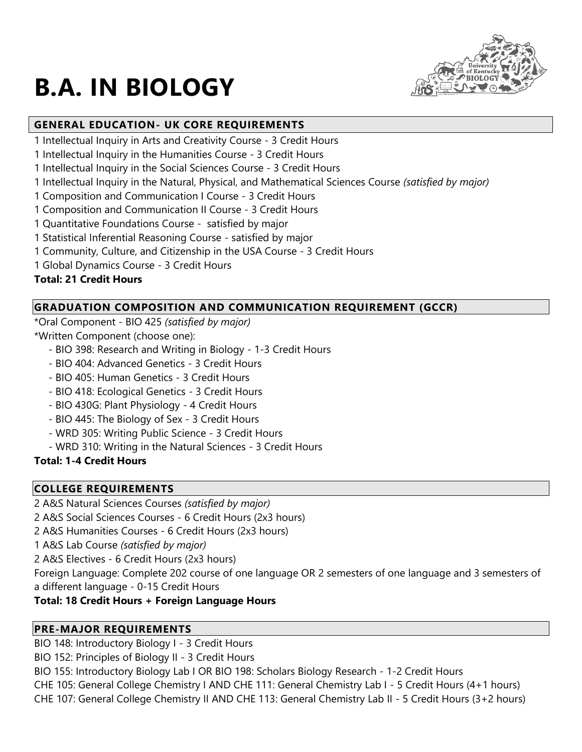# B.A. IN BIOLOGY

## GENERAL EDUCATION- UK CORE REQUIREMENTS

1 Intellectual Inquiry in Arts and Creativity Course - 3 Credit Hours
1 Intellectual Inquiry in the Humanities Course - 3 Credit Hours
1 Intellectual Inquiry in the Social Sciences Course - 3 Credit Hours
1 Intellectual Inquiry in the Natural, Physical, and Mathematical Sciences Course *(satisfied by major)*
1 Composition and Communication I Course - 3 Credit Hours
1 Composition and Communication II Course - 3 Credit Hours
1 Quantitative Foundations Course - satisfied by major
1 Statistical Inferential Reasoning Course - satisfied by major
1 Community, Culture, and Citizenship in the USA Course - 3 Credit Hours
1 Global Dynamics Course - 3 Credit Hours

**Total: 21 Credit Hours**

## GRADUATION COMPOSITION AND COMMUNICATION REQUIREMENT (GCCR)

*Oral Component - BIO 425 *(satisfied by major)*
*Written Component (choose one):

- BIO 398: Research and Writing in Biology - 1-3 Credit Hours
- BIO 404: Advanced Genetics - 3 Credit Hours
- BIO 405: Human Genetics - 3 Credit Hours
- BIO 418: Ecological Genetics - 3 Credit Hours
- BIO 430G: Plant Physiology - 4 Credit Hours
- BIO 445: The Biology of Sex - 3 Credit Hours
- WRD 305: Writing Public Science - 3 Credit Hours
- WRD 310: Writing in the Natural Sciences - 3 Credit Hours

**Total: 1-4 Credit Hours**

## COLLEGE REQUIREMENTS

2 A&S Natural Sciences Courses *(satisfied by major)*
2 A&S Social Sciences Courses - 6 Credit Hours (2x3 hours)
2 A&S Humanities Courses - 6 Credit Hours (2x3 hours)
1 A&S Lab Course *(satisfied by major)*
2 A&S Electives - 6 Credit Hours (2x3 hours)
Foreign Language: Complete 202 course of one language OR 2 semesters of one language and 3 semesters of a different language - 0-15 Credit Hours

**Total: 18 Credit Hours + Foreign Language Hours**

## PRE-MAJOR REQUIREMENTS

BIO 148: Introductory Biology I - 3 Credit Hours
BIO 152: Principles of Biology II - 3 Credit Hours
BIO 155: Introductory Biology Lab I OR BIO 198: Scholars Biology Research - 1-2 Credit Hours
CHE 105: General College Chemistry I AND CHE 111: General Chemistry Lab I - 5 Credit Hours (4+1 hours)
CHE 107: General College Chemistry II AND CHE 113: General Chemistry Lab II - 5 Credit Hours (3+2 hours)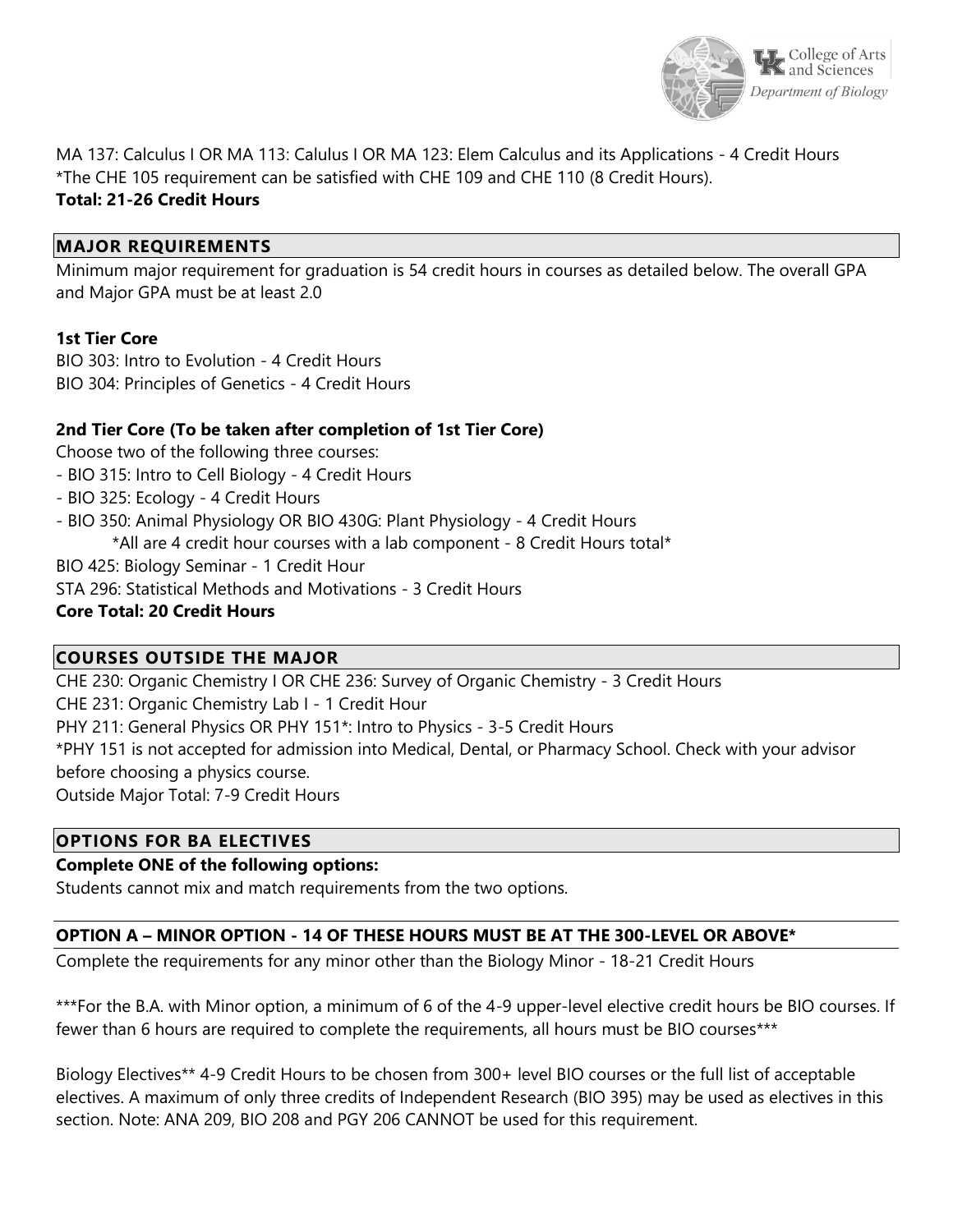MA 137: Calculus I OR MA 113: Calulus I OR MA 123: Elem Calculus and its Applications - 4 Credit Hours
*The CHE 105 requirement can be satisfied with CHE 109 and CHE 110 (8 Credit Hours).
**Total: 21-26 Credit Hours**

## MAJOR REQUIREMENTS

Minimum major requirement for graduation is 54 credit hours in courses as detailed below. The overall GPA and Major GPA must be at least 2.0

**1st Tier Core**

BIO 303: Intro to Evolution - 4 Credit Hours
BIO 304: Principles of Genetics - 4 Credit Hours

**2nd Tier Core (To be taken after completion of 1st Tier Core)**

Choose two of the following three courses:

- BIO 315: Intro to Cell Biology - 4 Credit Hours
- BIO 325: Ecology - 4 Credit Hours
- BIO 350: Animal Physiology OR BIO 430G: Plant Physiology - 4 Credit Hours

    *All are 4 credit hour courses with a lab component - 8 Credit Hours total*

BIO 425: Biology Seminar - 1 Credit Hour
STA 296: Statistical Methods and Motivations - 3 Credit Hours
**Core Total: 20 Credit Hours**

## COURSES OUTSIDE THE MAJOR

CHE 230: Organic Chemistry I OR CHE 236: Survey of Organic Chemistry - 3 Credit Hours
CHE 231: Organic Chemistry Lab I - 1 Credit Hour
PHY 211: General Physics OR PHY 151*: Intro to Physics - 3-5 Credit Hours
*PHY 151 is not accepted for admission into Medical, Dental, or Pharmacy School. Check with your advisor before choosing a physics course.
Outside Major Total: 7-9 Credit Hours

## OPTIONS FOR BA ELECTIVES

**Complete ONE of the following options:**
Students cannot mix and match requirements from the two options.

### OPTION A – MINOR OPTION - 14 OF THESE HOURS MUST BE AT THE 300-LEVEL OR ABOVE*

Complete the requirements for any minor other than the Biology Minor - 18-21 Credit Hours

***For the B.A. with Minor option, a minimum of 6 of the 4-9 upper-level elective credit hours be BIO courses. If fewer than 6 hours are required to complete the requirements, all hours must be BIO courses***

Biology Electives** 4-9 Credit Hours to be chosen from 300+ level BIO courses or the full list of acceptable electives. A maximum of only three credits of Independent Research (BIO 395) may be used as electives in this section. Note: ANA 209, BIO 208 and PGY 206 CANNOT be used for this requirement.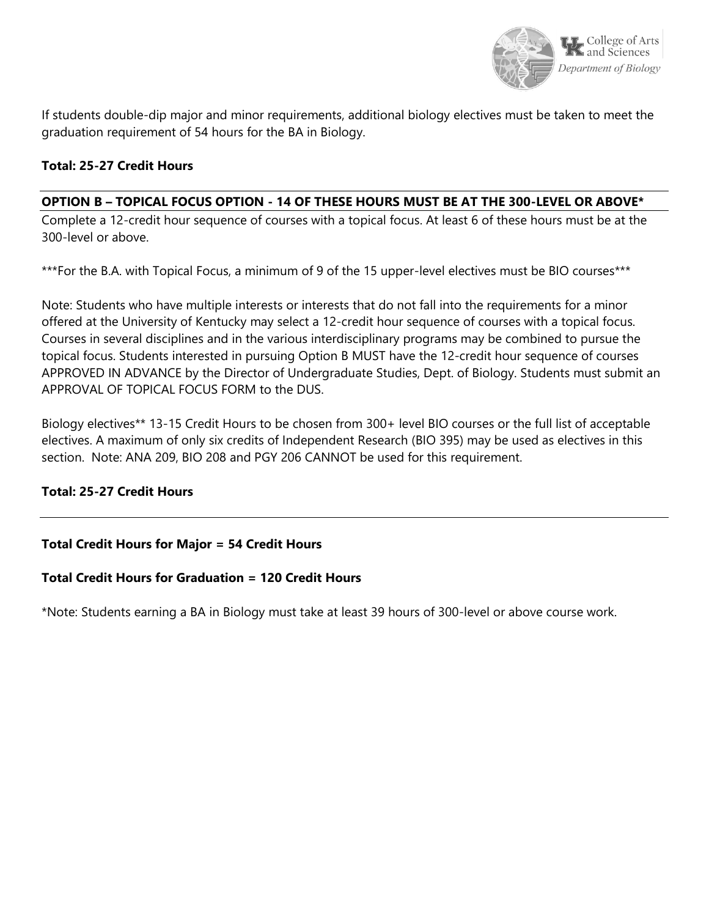If students double-dip major and minor requirements, additional biology electives must be taken to meet the graduation requirement of 54 hours for the BA in Biology.

**Total: 25-27 Credit Hours**

**OPTION B – TOPICAL FOCUS OPTION - 14 OF THESE HOURS MUST BE AT THE 300-LEVEL OR ABOVE***

Complete a 12-credit hour sequence of courses with a topical focus. At least 6 of these hours must be at the 300-level or above.

***For the B.A. with Topical Focus, a minimum of 9 of the 15 upper-level electives must be BIO courses***

Note: Students who have multiple interests or interests that do not fall into the requirements for a minor offered at the University of Kentucky may select a 12-credit hour sequence of courses with a topical focus. Courses in several disciplines and in the various interdisciplinary programs may be combined to pursue the topical focus. Students interested in pursuing Option B MUST have the 12-credit hour sequence of courses APPROVED IN ADVANCE by the Director of Undergraduate Studies, Dept. of Biology. Students must submit an APPROVAL OF TOPICAL FOCUS FORM to the DUS.

Biology electives** 13-15 Credit Hours to be chosen from 300+ level BIO courses or the full list of acceptable electives. A maximum of only six credits of Independent Research (BIO 395) may be used as electives in this section. Note: ANA 209, BIO 208 and PGY 206 CANNOT be used for this requirement.

**Total: 25-27 Credit Hours**

**Total Credit Hours for Major = 54 Credit Hours**

**Total Credit Hours for Graduation = 120 Credit Hours**

*Note: Students earning a BA in Biology must take at least 39 hours of 300-level or above course work.